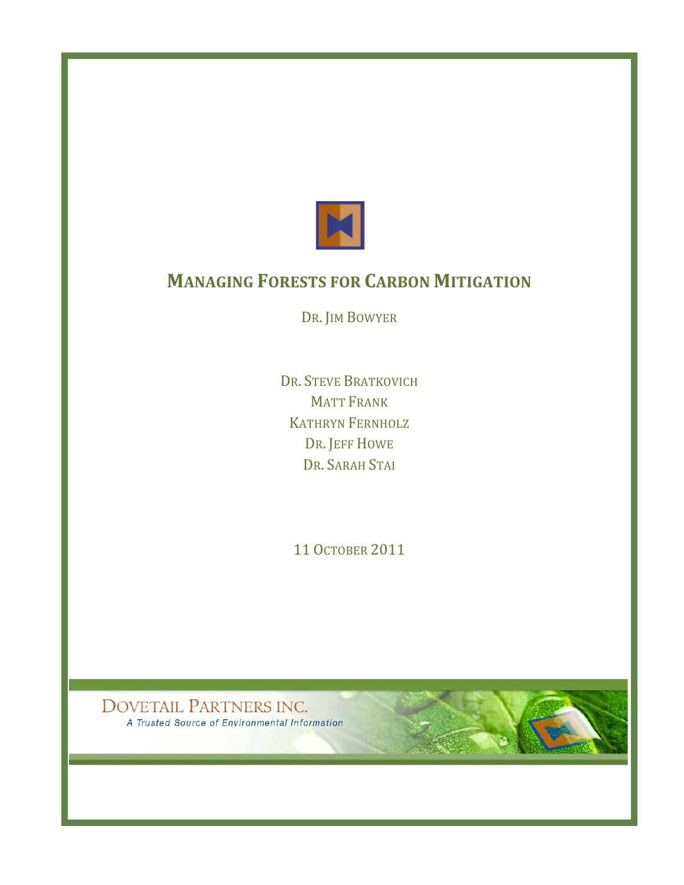# MANAGING FORESTS FOR CARBON MITIGATION

DR. JIM BOWYER

DR. STEVE BRATKOVICH
MATT FRANK
KATHRYN FERNHOLZ
DR. JEFF HOWE
DR. SARAH STAI

11 OCTOBER 2011

DOVETAIL PARTNERS INC.
*A Trusted Source of Environmental Information*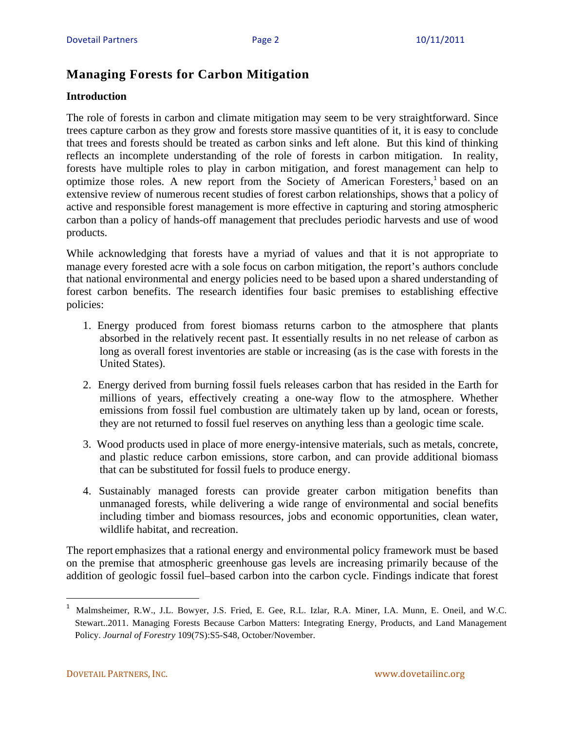# Managing Forests for Carbon Mitigation

## Introduction

The role of forests in carbon and climate mitigation may seem to be very straightforward. Since trees capture carbon as they grow and forests store massive quantities of it, it is easy to conclude that trees and forests should be treated as carbon sinks and left alone. But this kind of thinking reflects an incomplete understanding of the role of forests in carbon mitigation. In reality, forests have multiple roles to play in carbon mitigation, and forest management can help to optimize those roles. A new report from the Society of American Foresters,[1] based on an extensive review of numerous recent studies of forest carbon relationships, shows that a policy of active and responsible forest management is more effective in capturing and storing atmospheric carbon than a policy of hands-off management that precludes periodic harvests and use of wood products.

While acknowledging that forests have a myriad of values and that it is not appropriate to manage every forested acre with a sole focus on carbon mitigation, the report's authors conclude that national environmental and energy policies need to be based upon a shared understanding of forest carbon benefits. The research identifies four basic premises to establishing effective policies:

1. Energy produced from forest biomass returns carbon to the atmosphere that plants absorbed in the relatively recent past. It essentially results in no net release of carbon as long as overall forest inventories are stable or increasing (as is the case with forests in the United States).

2. Energy derived from burning fossil fuels releases carbon that has resided in the Earth for millions of years, effectively creating a one-way flow to the atmosphere. Whether emissions from fossil fuel combustion are ultimately taken up by land, ocean or forests, they are not returned to fossil fuel reserves on anything less than a geologic time scale.

3. Wood products used in place of more energy-intensive materials, such as metals, concrete, and plastic reduce carbon emissions, store carbon, and can provide additional biomass that can be substituted for fossil fuels to produce energy.

4. Sustainably managed forests can provide greater carbon mitigation benefits than unmanaged forests, while delivering a wide range of environmental and social benefits including timber and biomass resources, jobs and economic opportunities, clean water, wildlife habitat, and recreation.

The report emphasizes that a rational energy and environmental policy framework must be based on the premise that atmospheric greenhouse gas levels are increasing primarily because of the addition of geologic fossil fuel–based carbon into the carbon cycle. Findings indicate that forest

---

[1] Malmsheimer, R.W., J.L. Bowyer, J.S. Fried, E. Gee, R.L. Izlar, R.A. Miner, I.A. Munn, E. Oneil, and W.C. Stewart..2011. Managing Forests Because Carbon Matters: Integrating Energy, Products, and Land Management Policy. *Journal of Forestry* 109(7S):S5-S48, October/November.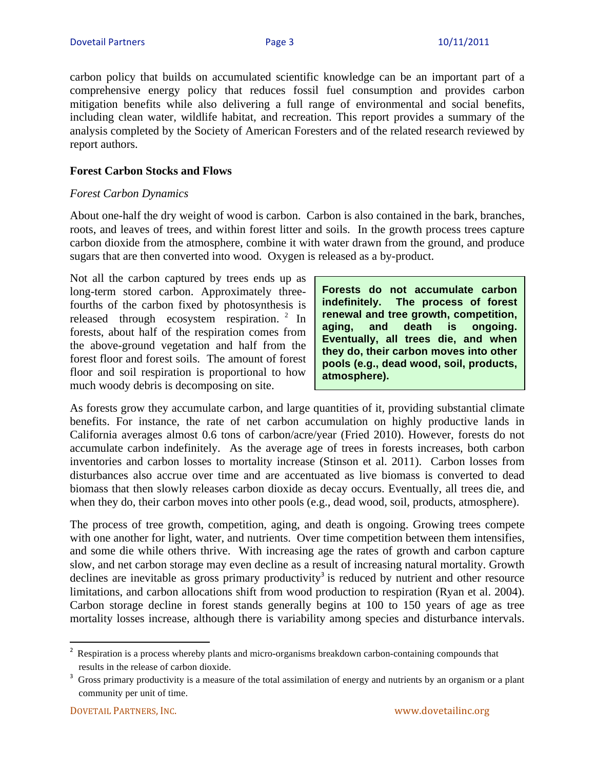carbon policy that builds on accumulated scientific knowledge can be an important part of a comprehensive energy policy that reduces fossil fuel consumption and provides carbon mitigation benefits while also delivering a full range of environmental and social benefits, including clean water, wildlife habitat, and recreation. This report provides a summary of the analysis completed by the Society of American Foresters and of the related research reviewed by report authors.

## Forest Carbon Stocks and Flows

### *Forest Carbon Dynamics*

About one-half the dry weight of wood is carbon. Carbon is also contained in the bark, branches, roots, and leaves of trees, and within forest litter and soils. In the growth process trees capture carbon dioxide from the atmosphere, combine it with water drawn from the ground, and produce sugars that are then converted into wood. Oxygen is released as a by-product.

Not all the carbon captured by trees ends up as long-term stored carbon. Approximately three-fourths of the carbon fixed by photosynthesis is released through ecosystem respiration.[2] In forests, about half of the respiration comes from the above-ground vegetation and half from the forest floor and forest soils. The amount of forest floor and soil respiration is proportional to how much woody debris is decomposing on site.

> **Forests do not accumulate carbon indefinitely. The process of forest renewal and tree growth, competition, aging, and death is ongoing. Eventually, all trees die, and when they do, their carbon moves into other pools (e.g., dead wood, soil, products, atmosphere).**

As forests grow they accumulate carbon, and large quantities of it, providing substantial climate benefits. For instance, the rate of net carbon accumulation on highly productive lands in California averages almost 0.6 tons of carbon/acre/year (Fried 2010). However, forests do not accumulate carbon indefinitely. As the average age of trees in forests increases, both carbon inventories and carbon losses to mortality increase (Stinson et al. 2011). Carbon losses from disturbances also accrue over time and are accentuated as live biomass is converted to dead biomass that then slowly releases carbon dioxide as decay occurs. Eventually, all trees die, and when they do, their carbon moves into other pools (e.g., dead wood, soil, products, atmosphere).

The process of tree growth, competition, aging, and death is ongoing. Growing trees compete with one another for light, water, and nutrients. Over time competition between them intensifies, and some die while others thrive. With increasing age the rates of growth and carbon capture slow, and net carbon storage may even decline as a result of increasing natural mortality. Growth declines are inevitable as gross primary productivity[3] is reduced by nutrient and other resource limitations, and carbon allocations shift from wood production to respiration (Ryan et al. 2004). Carbon storage decline in forest stands generally begins at 100 to 150 years of age as tree mortality losses increase, although there is variability among species and disturbance intervals.

---

[2] Respiration is a process whereby plants and micro-organisms breakdown carbon-containing compounds that results in the release of carbon dioxide.

[3] Gross primary productivity is a measure of the total assimilation of energy and nutrients by an organism or a plant community per unit of time.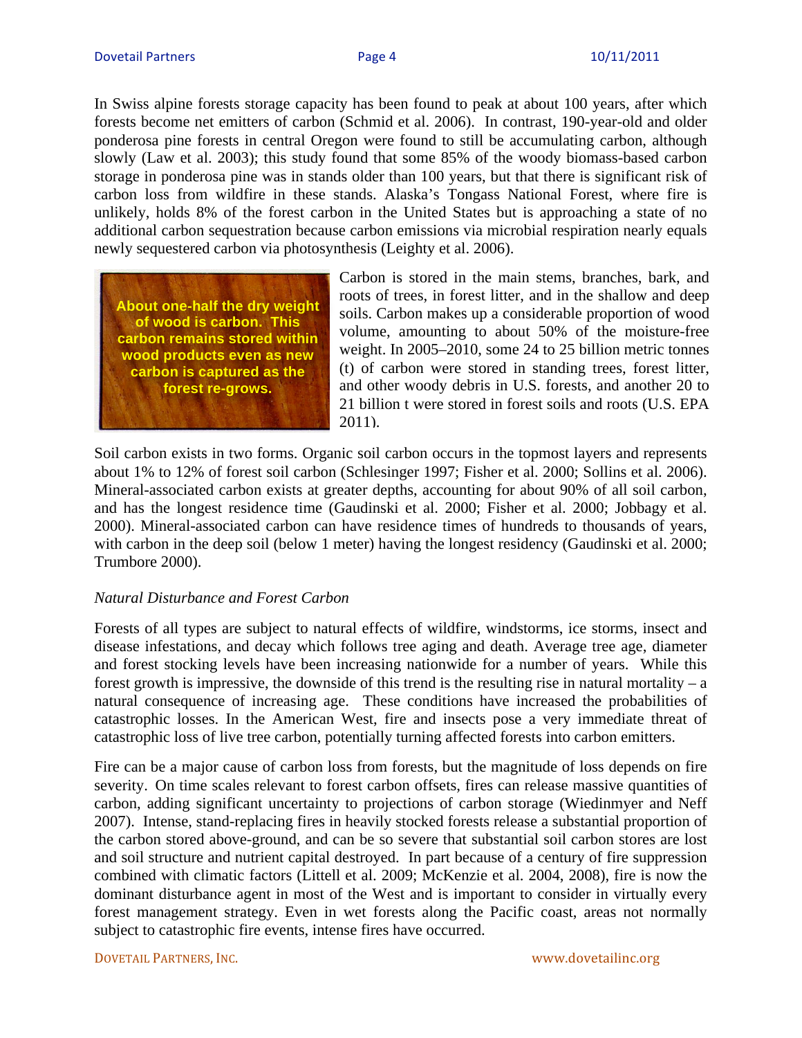In Swiss alpine forests storage capacity has been found to peak at about 100 years, after which forests become net emitters of carbon (Schmid et al. 2006). In contrast, 190-year-old and older ponderosa pine forests in central Oregon were found to still be accumulating carbon, although slowly (Law et al. 2003); this study found that some 85% of the woody biomass-based carbon storage in ponderosa pine was in stands older than 100 years, but that there is significant risk of carbon loss from wildfire in these stands. Alaska's Tongass National Forest, where fire is unlikely, holds 8% of the forest carbon in the United States but is approaching a state of no additional carbon sequestration because carbon emissions via microbial respiration nearly equals newly sequestered carbon via photosynthesis (Leighty et al. 2006).

**About one-half the dry weight of wood is carbon. This carbon remains stored within wood products even as new carbon is captured as the forest re-grows.**

Carbon is stored in the main stems, branches, bark, and roots of trees, in forest litter, and in the shallow and deep soils. Carbon makes up a considerable proportion of wood volume, amounting to about 50% of the moisture-free weight. In 2005–2010, some 24 to 25 billion metric tonnes (t) of carbon were stored in standing trees, forest litter, and other woody debris in U.S. forests, and another 20 to 21 billion t were stored in forest soils and roots (U.S. EPA 2011).

Soil carbon exists in two forms. Organic soil carbon occurs in the topmost layers and represents about 1% to 12% of forest soil carbon (Schlesinger 1997; Fisher et al. 2000; Sollins et al. 2006). Mineral-associated carbon exists at greater depths, accounting for about 90% of all soil carbon, and has the longest residence time (Gaudinski et al. 2000; Fisher et al. 2000; Jobbagy et al. 2000). Mineral-associated carbon can have residence times of hundreds to thousands of years, with carbon in the deep soil (below 1 meter) having the longest residency (Gaudinski et al. 2000; Trumbore 2000).

*Natural Disturbance and Forest Carbon*

Forests of all types are subject to natural effects of wildfire, windstorms, ice storms, insect and disease infestations, and decay which follows tree aging and death. Average tree age, diameter and forest stocking levels have been increasing nationwide for a number of years. While this forest growth is impressive, the downside of this trend is the resulting rise in natural mortality – a natural consequence of increasing age. These conditions have increased the probabilities of catastrophic losses. In the American West, fire and insects pose a very immediate threat of catastrophic loss of live tree carbon, potentially turning affected forests into carbon emitters.

Fire can be a major cause of carbon loss from forests, but the magnitude of loss depends on fire severity. On time scales relevant to forest carbon offsets, fires can release massive quantities of carbon, adding significant uncertainty to projections of carbon storage (Wiedinmyer and Neff 2007). Intense, stand-replacing fires in heavily stocked forests release a substantial proportion of the carbon stored above-ground, and can be so severe that substantial soil carbon stores are lost and soil structure and nutrient capital destroyed. In part because of a century of fire suppression combined with climatic factors (Littell et al. 2009; McKenzie et al. 2004, 2008), fire is now the dominant disturbance agent in most of the West and is important to consider in virtually every forest management strategy. Even in wet forests along the Pacific coast, areas not normally subject to catastrophic fire events, intense fires have occurred.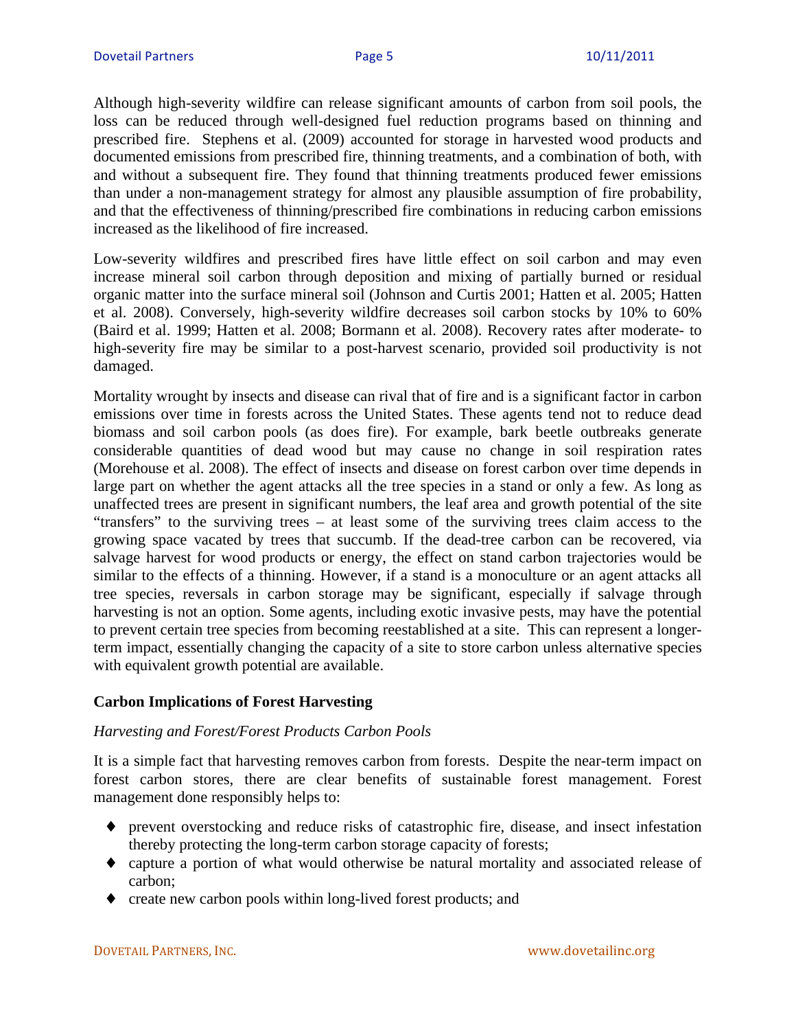Although high-severity wildfire can release significant amounts of carbon from soil pools, the loss can be reduced through well-designed fuel reduction programs based on thinning and prescribed fire. Stephens et al. (2009) accounted for storage in harvested wood products and documented emissions from prescribed fire, thinning treatments, and a combination of both, with and without a subsequent fire. They found that thinning treatments produced fewer emissions than under a non-management strategy for almost any plausible assumption of fire probability, and that the effectiveness of thinning/prescribed fire combinations in reducing carbon emissions increased as the likelihood of fire increased.

Low-severity wildfires and prescribed fires have little effect on soil carbon and may even increase mineral soil carbon through deposition and mixing of partially burned or residual organic matter into the surface mineral soil (Johnson and Curtis 2001; Hatten et al. 2005; Hatten et al. 2008). Conversely, high-severity wildfire decreases soil carbon stocks by 10% to 60% (Baird et al. 1999; Hatten et al. 2008; Bormann et al. 2008). Recovery rates after moderate- to high-severity fire may be similar to a post-harvest scenario, provided soil productivity is not damaged.

Mortality wrought by insects and disease can rival that of fire and is a significant factor in carbon emissions over time in forests across the United States. These agents tend not to reduce dead biomass and soil carbon pools (as does fire). For example, bark beetle outbreaks generate considerable quantities of dead wood but may cause no change in soil respiration rates (Morehouse et al. 2008). The effect of insects and disease on forest carbon over time depends in large part on whether the agent attacks all the tree species in a stand or only a few. As long as unaffected trees are present in significant numbers, the leaf area and growth potential of the site "transfers" to the surviving trees – at least some of the surviving trees claim access to the growing space vacated by trees that succumb. If the dead-tree carbon can be recovered, via salvage harvest for wood products or energy, the effect on stand carbon trajectories would be similar to the effects of a thinning. However, if a stand is a monoculture or an agent attacks all tree species, reversals in carbon storage may be significant, especially if salvage through harvesting is not an option. Some agents, including exotic invasive pests, may have the potential to prevent certain tree species from becoming reestablished at a site. This can represent a longer-term impact, essentially changing the capacity of a site to store carbon unless alternative species with equivalent growth potential are available.

**Carbon Implications of Forest Harvesting**

*Harvesting and Forest/Forest Products Carbon Pools*

It is a simple fact that harvesting removes carbon from forests. Despite the near-term impact on forest carbon stores, there are clear benefits of sustainable forest management. Forest management done responsibly helps to:

- prevent overstocking and reduce risks of catastrophic fire, disease, and insect infestation thereby protecting the long-term carbon storage capacity of forests;
- capture a portion of what would otherwise be natural mortality and associated release of carbon;
- create new carbon pools within long-lived forest products; and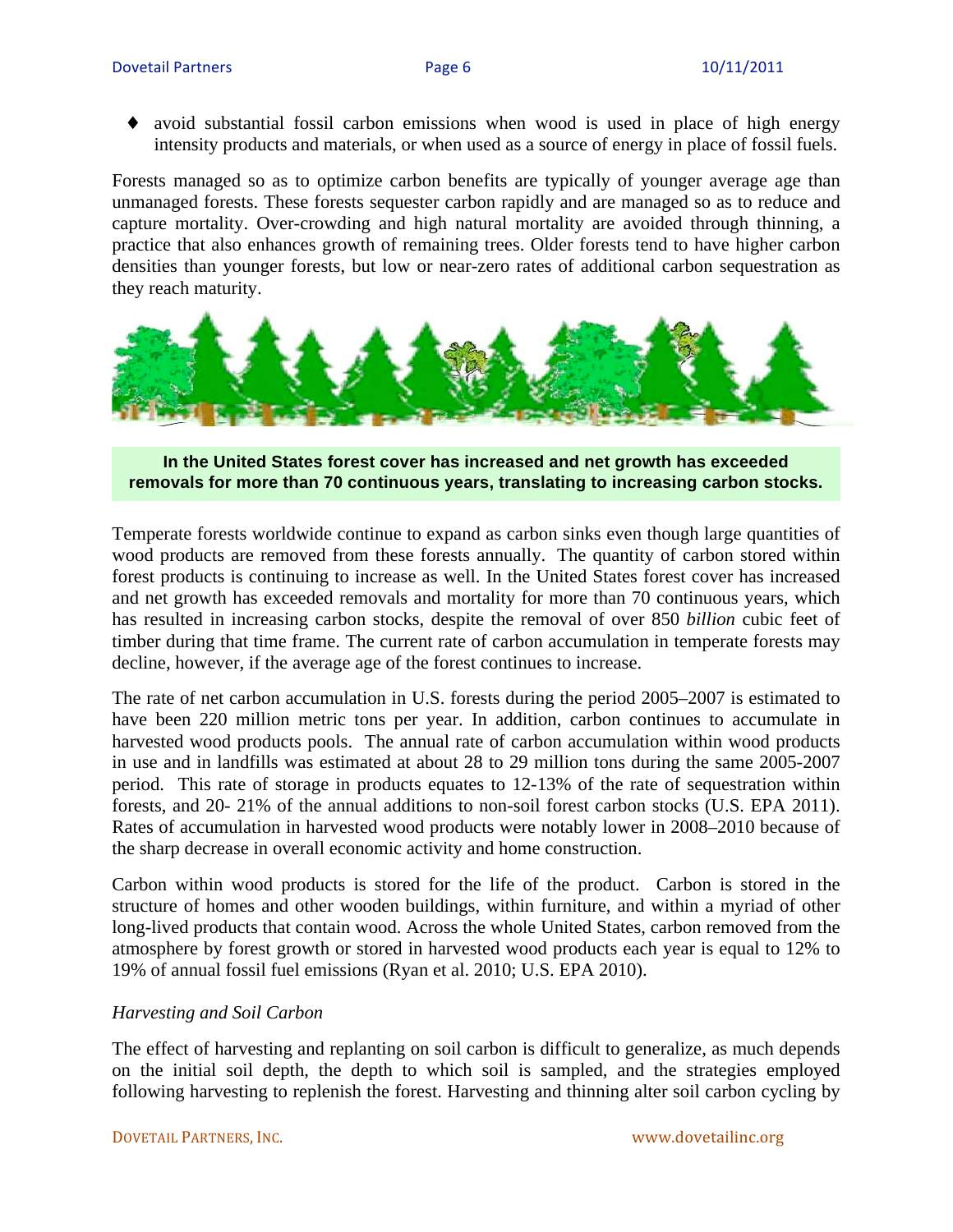- avoid substantial fossil carbon emissions when wood is used in place of high energy intensity products and materials, or when used as a source of energy in place of fossil fuels.

Forests managed so as to optimize carbon benefits are typically of younger average age than unmanaged forests. These forests sequester carbon rapidly and are managed so as to reduce and capture mortality. Over-crowding and high natural mortality are avoided through thinning, a practice that also enhances growth of remaining trees. Older forests tend to have higher carbon densities than younger forests, but low or near-zero rates of additional carbon sequestration as they reach maturity.

**In the United States forest cover has increased and net growth has exceeded removals for more than 70 continuous years, translating to increasing carbon stocks.**

Temperate forests worldwide continue to expand as carbon sinks even though large quantities of wood products are removed from these forests annually. The quantity of carbon stored within forest products is continuing to increase as well. In the United States forest cover has increased and net growth has exceeded removals and mortality for more than 70 continuous years, which has resulted in increasing carbon stocks, despite the removal of over 850 *billion* cubic feet of timber during that time frame. The current rate of carbon accumulation in temperate forests may decline, however, if the average age of the forest continues to increase.

The rate of net carbon accumulation in U.S. forests during the period 2005–2007 is estimated to have been 220 million metric tons per year. In addition, carbon continues to accumulate in harvested wood products pools. The annual rate of carbon accumulation within wood products in use and in landfills was estimated at about 28 to 29 million tons during the same 2005-2007 period. This rate of storage in products equates to 12-13% of the rate of sequestration within forests, and 20- 21% of the annual additions to non-soil forest carbon stocks (U.S. EPA 2011). Rates of accumulation in harvested wood products were notably lower in 2008–2010 because of the sharp decrease in overall economic activity and home construction.

Carbon within wood products is stored for the life of the product. Carbon is stored in the structure of homes and other wooden buildings, within furniture, and within a myriad of other long-lived products that contain wood. Across the whole United States, carbon removed from the atmosphere by forest growth or stored in harvested wood products each year is equal to 12% to 19% of annual fossil fuel emissions (Ryan et al. 2010; U.S. EPA 2010).

*Harvesting and Soil Carbon*

The effect of harvesting and replanting on soil carbon is difficult to generalize, as much depends on the initial soil depth, the depth to which soil is sampled, and the strategies employed following harvesting to replenish the forest. Harvesting and thinning alter soil carbon cycling by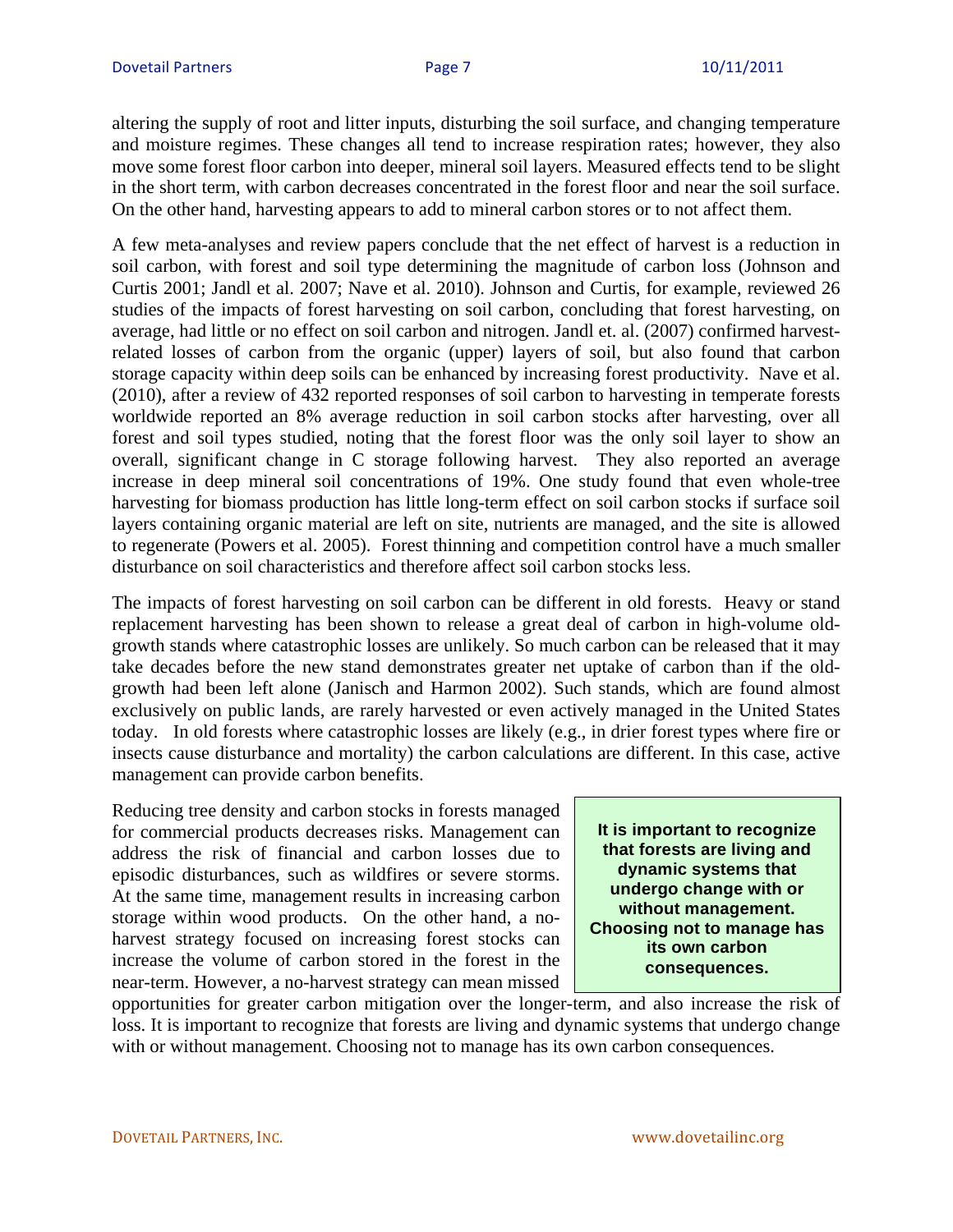altering the supply of root and litter inputs, disturbing the soil surface, and changing temperature and moisture regimes. These changes all tend to increase respiration rates; however, they also move some forest floor carbon into deeper, mineral soil layers. Measured effects tend to be slight in the short term, with carbon decreases concentrated in the forest floor and near the soil surface. On the other hand, harvesting appears to add to mineral carbon stores or to not affect them.

A few meta-analyses and review papers conclude that the net effect of harvest is a reduction in soil carbon, with forest and soil type determining the magnitude of carbon loss (Johnson and Curtis 2001; Jandl et al. 2007; Nave et al. 2010). Johnson and Curtis, for example, reviewed 26 studies of the impacts of forest harvesting on soil carbon, concluding that forest harvesting, on average, had little or no effect on soil carbon and nitrogen. Jandl et. al. (2007) confirmed harvest-related losses of carbon from the organic (upper) layers of soil, but also found that carbon storage capacity within deep soils can be enhanced by increasing forest productivity. Nave et al. (2010), after a review of 432 reported responses of soil carbon to harvesting in temperate forests worldwide reported an 8% average reduction in soil carbon stocks after harvesting, over all forest and soil types studied, noting that the forest floor was the only soil layer to show an overall, significant change in C storage following harvest. They also reported an average increase in deep mineral soil concentrations of 19%. One study found that even whole-tree harvesting for biomass production has little long-term effect on soil carbon stocks if surface soil layers containing organic material are left on site, nutrients are managed, and the site is allowed to regenerate (Powers et al. 2005). Forest thinning and competition control have a much smaller disturbance on soil characteristics and therefore affect soil carbon stocks less.

The impacts of forest harvesting on soil carbon can be different in old forests. Heavy or stand replacement harvesting has been shown to release a great deal of carbon in high-volume old-growth stands where catastrophic losses are unlikely. So much carbon can be released that it may take decades before the new stand demonstrates greater net uptake of carbon than if the old-growth had been left alone (Janisch and Harmon 2002). Such stands, which are found almost exclusively on public lands, are rarely harvested or even actively managed in the United States today. In old forests where catastrophic losses are likely (e.g., in drier forest types where fire or insects cause disturbance and mortality) the carbon calculations are different. In this case, active management can provide carbon benefits.

Reducing tree density and carbon stocks in forests managed for commercial products decreases risks. Management can address the risk of financial and carbon losses due to episodic disturbances, such as wildfires or severe storms. At the same time, management results in increasing carbon storage within wood products. On the other hand, a no-harvest strategy focused on increasing forest stocks can increase the volume of carbon stored in the forest in the near-term. However, a no-harvest strategy can mean missed opportunities for greater carbon mitigation over the longer-term, and also increase the risk of loss. It is important to recognize that forests are living and dynamic systems that undergo change with or without management. Choosing not to manage has its own carbon consequences.

**It is important to recognize that forests are living and dynamic systems that undergo change with or without management. Choosing not to manage has its own carbon consequences.**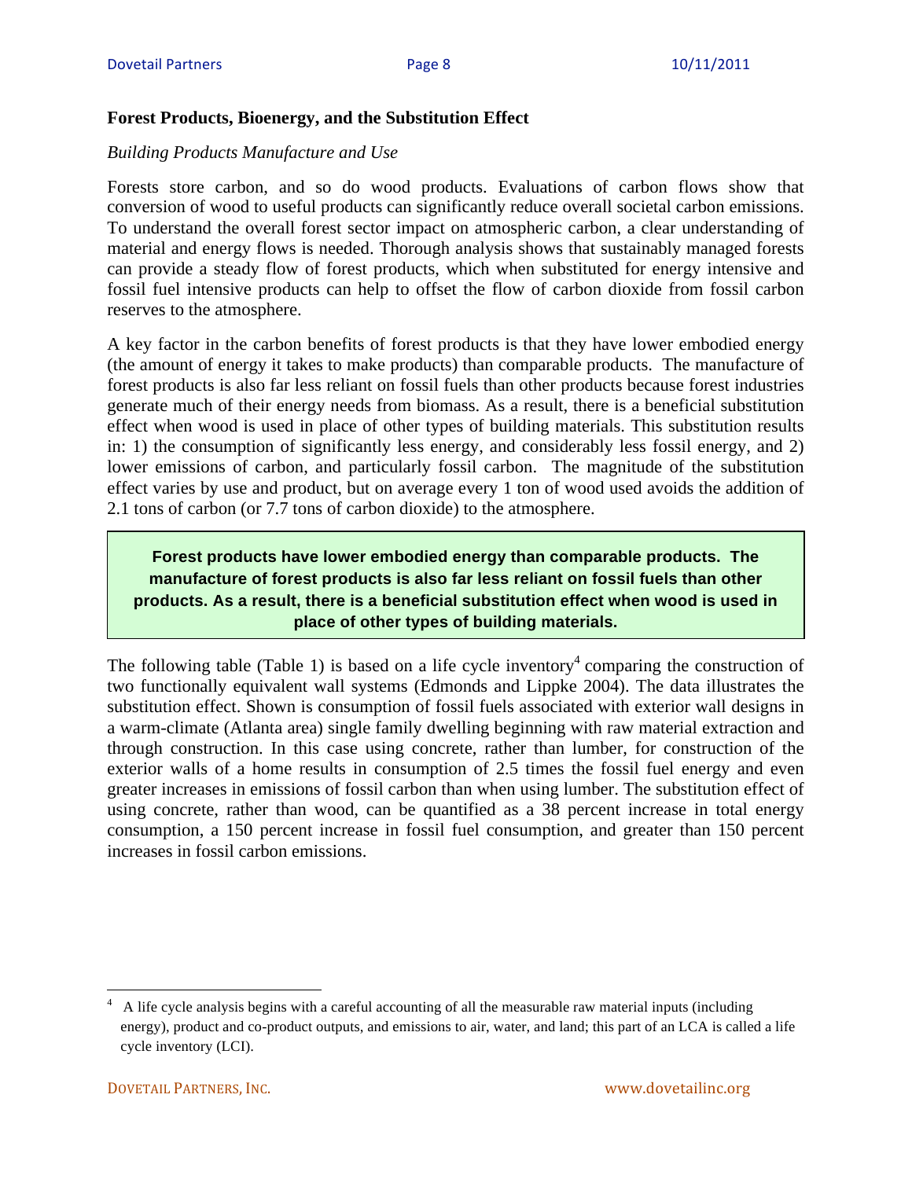**Forest Products, Bioenergy, and the Substitution Effect**

*Building Products Manufacture and Use*

Forests store carbon, and so do wood products. Evaluations of carbon flows show that conversion of wood to useful products can significantly reduce overall societal carbon emissions. To understand the overall forest sector impact on atmospheric carbon, a clear understanding of material and energy flows is needed. Thorough analysis shows that sustainably managed forests can provide a steady flow of forest products, which when substituted for energy intensive and fossil fuel intensive products can help to offset the flow of carbon dioxide from fossil carbon reserves to the atmosphere.

A key factor in the carbon benefits of forest products is that they have lower embodied energy (the amount of energy it takes to make products) than comparable products. The manufacture of forest products is also far less reliant on fossil fuels than other products because forest industries generate much of their energy needs from biomass. As a result, there is a beneficial substitution effect when wood is used in place of other types of building materials. This substitution results in: 1) the consumption of significantly less energy, and considerably less fossil energy, and 2) lower emissions of carbon, and particularly fossil carbon. The magnitude of the substitution effect varies by use and product, but on average every 1 ton of wood used avoids the addition of 2.1 tons of carbon (or 7.7 tons of carbon dioxide) to the atmosphere.

> **Forest products have lower embodied energy than comparable products. The manufacture of forest products is also far less reliant on fossil fuels than other products. As a result, there is a beneficial substitution effect when wood is used in place of other types of building materials.**

The following table (Table 1) is based on a life cycle inventory[4] comparing the construction of two functionally equivalent wall systems (Edmonds and Lippke 2004). The data illustrates the substitution effect. Shown is consumption of fossil fuels associated with exterior wall designs in a warm-climate (Atlanta area) single family dwelling beginning with raw material extraction and through construction. In this case using concrete, rather than lumber, for construction of the exterior walls of a home results in consumption of 2.5 times the fossil fuel energy and even greater increases in emissions of fossil carbon than when using lumber. The substitution effect of using concrete, rather than wood, can be quantified as a 38 percent increase in total energy consumption, a 150 percent increase in fossil fuel consumption, and greater than 150 percent increases in fossil carbon emissions.

[4] A life cycle analysis begins with a careful accounting of all the measurable raw material inputs (including energy), product and co-product outputs, and emissions to air, water, and land; this part of an LCA is called a life cycle inventory (LCI).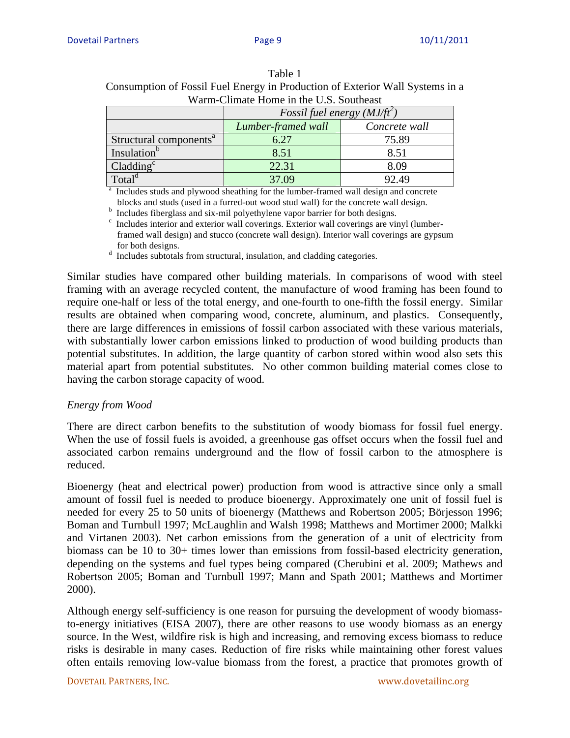Table 1
Consumption of Fossil Fuel Energy in Production of Exterior Wall Systems in a Warm-Climate Home in the U.S. Southeast

| | *Fossil fuel energy ($MJ/ft^2$)* | |
|---|---|---|
| | *Lumber-framed wall* | *Concrete wall* |
| Structural components[a] | 6.27 | 75.89 |
| Insulation[b] | 8.51 | 8.51 |
| Cladding[c] | 22.31 | 8.09 |
| Total[d] | 37.09 | 92.49 |

[a] Includes studs and plywood sheathing for the lumber-framed wall design and concrete blocks and studs (used in a furred-out wood stud wall) for the concrete wall design.
[b] Includes fiberglass and six-mil polyethylene vapor barrier for both designs.
[c] Includes interior and exterior wall coverings. Exterior wall coverings are vinyl (lumber-framed wall design) and stucco (concrete wall design). Interior wall coverings are gypsum for both designs.
[d] Includes subtotals from structural, insulation, and cladding categories.

Similar studies have compared other building materials. In comparisons of wood with steel framing with an average recycled content, the manufacture of wood framing has been found to require one-half or less of the total energy, and one-fourth to one-fifth the fossil energy. Similar results are obtained when comparing wood, concrete, aluminum, and plastics. Consequently, there are large differences in emissions of fossil carbon associated with these various materials, with substantially lower carbon emissions linked to production of wood building products than potential substitutes. In addition, the large quantity of carbon stored within wood also sets this material apart from potential substitutes. No other common building material comes close to having the carbon storage capacity of wood.

*Energy from Wood*

There are direct carbon benefits to the substitution of woody biomass for fossil fuel energy. When the use of fossil fuels is avoided, a greenhouse gas offset occurs when the fossil fuel and associated carbon remains underground and the flow of fossil carbon to the atmosphere is reduced.

Bioenergy (heat and electrical power) production from wood is attractive since only a small amount of fossil fuel is needed to produce bioenergy. Approximately one unit of fossil fuel is needed for every 25 to 50 units of bioenergy (Matthews and Robertson 2005; Börjesson 1996; Boman and Turnbull 1997; McLaughlin and Walsh 1998; Matthews and Mortimer 2000; Malkki and Virtanen 2003). Net carbon emissions from the generation of a unit of electricity from biomass can be 10 to 30+ times lower than emissions from fossil-based electricity generation, depending on the systems and fuel types being compared (Cherubini et al. 2009; Mathews and Robertson 2005; Boman and Turnbull 1997; Mann and Spath 2001; Matthews and Mortimer 2000).

Although energy self-sufficiency is one reason for pursuing the development of woody biomass-to-energy initiatives (EISA 2007), there are other reasons to use woody biomass as an energy source. In the West, wildfire risk is high and increasing, and removing excess biomass to reduce risks is desirable in many cases. Reduction of fire risks while maintaining other forest values often entails removing low-value biomass from the forest, a practice that promotes growth of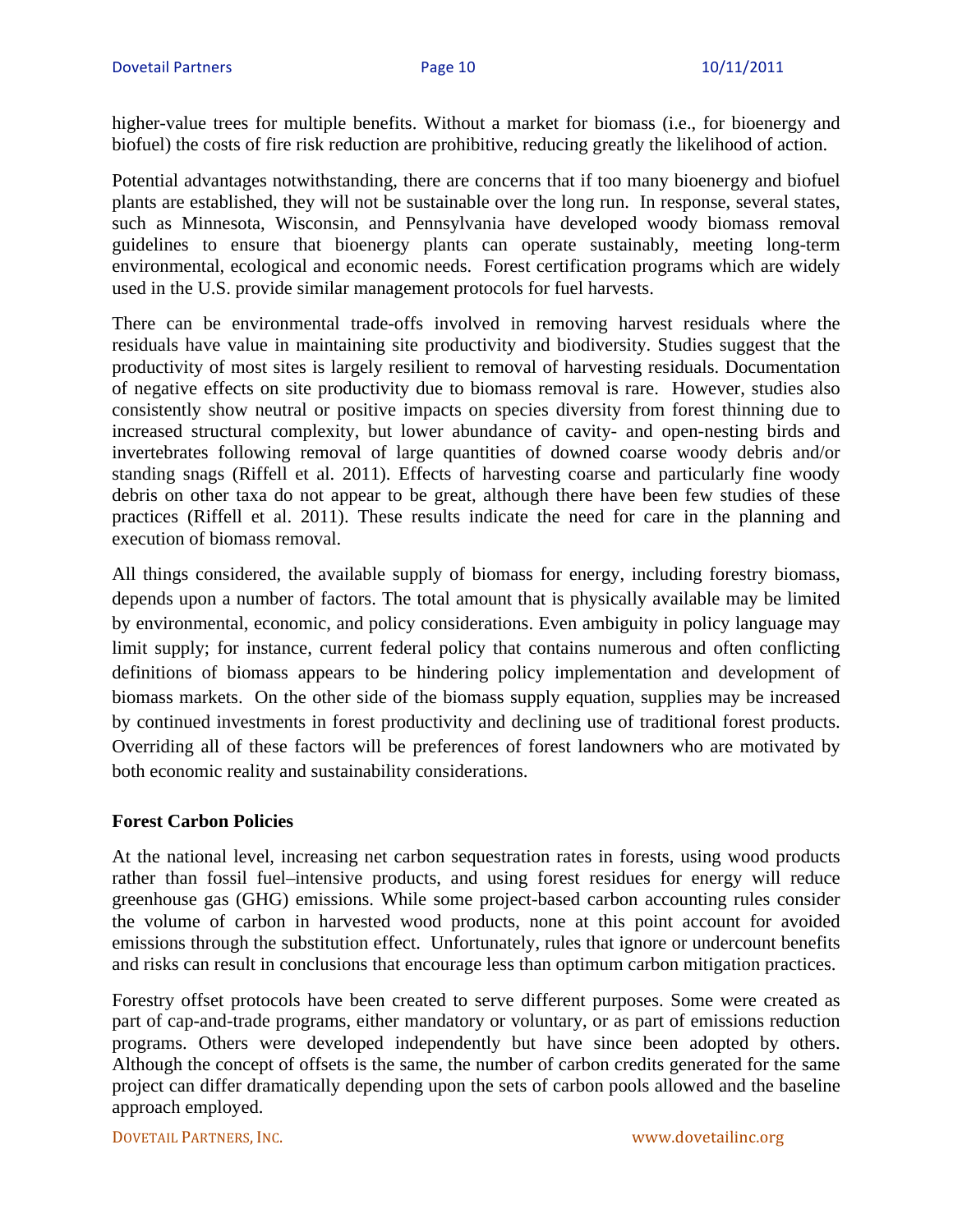higher-value trees for multiple benefits. Without a market for biomass (i.e., for bioenergy and biofuel) the costs of fire risk reduction are prohibitive, reducing greatly the likelihood of action.

Potential advantages notwithstanding, there are concerns that if too many bioenergy and biofuel plants are established, they will not be sustainable over the long run. In response, several states, such as Minnesota, Wisconsin, and Pennsylvania have developed woody biomass removal guidelines to ensure that bioenergy plants can operate sustainably, meeting long-term environmental, ecological and economic needs. Forest certification programs which are widely used in the U.S. provide similar management protocols for fuel harvests.

There can be environmental trade-offs involved in removing harvest residuals where the residuals have value in maintaining site productivity and biodiversity. Studies suggest that the productivity of most sites is largely resilient to removal of harvesting residuals. Documentation of negative effects on site productivity due to biomass removal is rare. However, studies also consistently show neutral or positive impacts on species diversity from forest thinning due to increased structural complexity, but lower abundance of cavity- and open-nesting birds and invertebrates following removal of large quantities of downed coarse woody debris and/or standing snags (Riffell et al. 2011). Effects of harvesting coarse and particularly fine woody debris on other taxa do not appear to be great, although there have been few studies of these practices (Riffell et al. 2011). These results indicate the need for care in the planning and execution of biomass removal.

All things considered, the available supply of biomass for energy, including forestry biomass, depends upon a number of factors. The total amount that is physically available may be limited by environmental, economic, and policy considerations. Even ambiguity in policy language may limit supply; for instance, current federal policy that contains numerous and often conflicting definitions of biomass appears to be hindering policy implementation and development of biomass markets. On the other side of the biomass supply equation, supplies may be increased by continued investments in forest productivity and declining use of traditional forest products. Overriding all of these factors will be preferences of forest landowners who are motivated by both economic reality and sustainability considerations.

**Forest Carbon Policies**

At the national level, increasing net carbon sequestration rates in forests, using wood products rather than fossil fuel–intensive products, and using forest residues for energy will reduce greenhouse gas (GHG) emissions. While some project-based carbon accounting rules consider the volume of carbon in harvested wood products, none at this point account for avoided emissions through the substitution effect. Unfortunately, rules that ignore or undercount benefits and risks can result in conclusions that encourage less than optimum carbon mitigation practices.

Forestry offset protocols have been created to serve different purposes. Some were created as part of cap-and-trade programs, either mandatory or voluntary, or as part of emissions reduction programs. Others were developed independently but have since been adopted by others. Although the concept of offsets is the same, the number of carbon credits generated for the same project can differ dramatically depending upon the sets of carbon pools allowed and the baseline approach employed.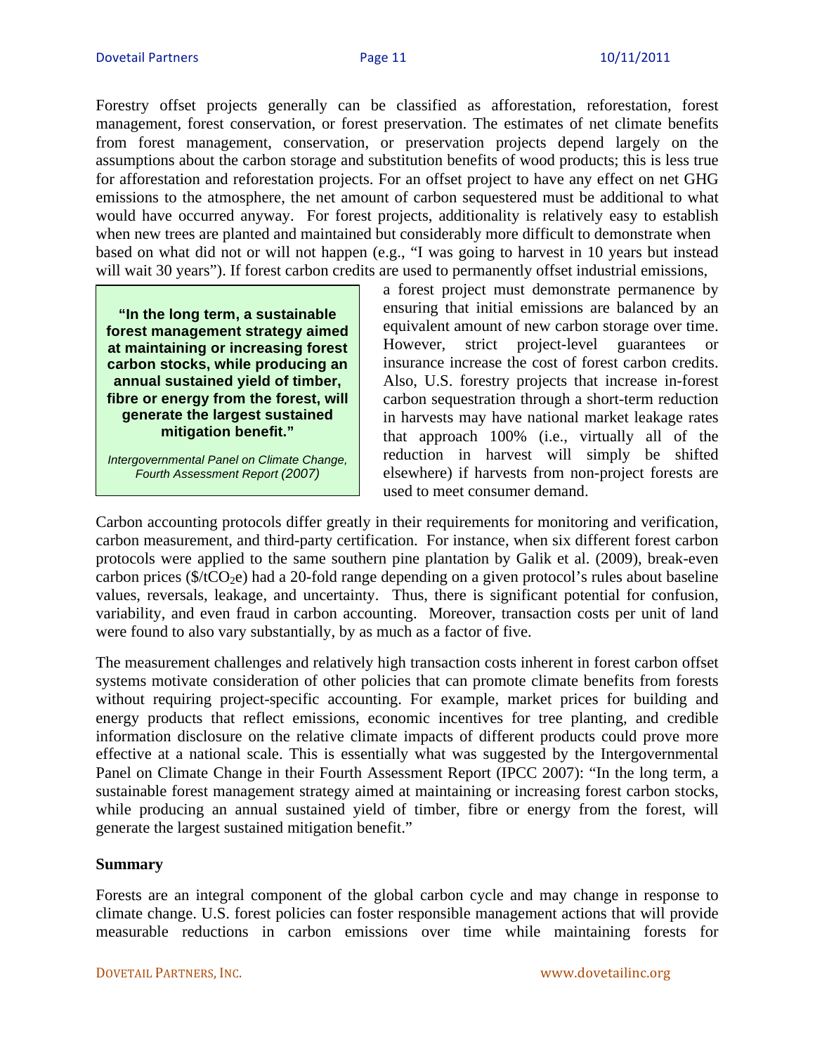Forestry offset projects generally can be classified as afforestation, reforestation, forest management, forest conservation, or forest preservation. The estimates of net climate benefits from forest management, conservation, or preservation projects depend largely on the assumptions about the carbon storage and substitution benefits of wood products; this is less true for afforestation and reforestation projects. For an offset project to have any effect on net GHG emissions to the atmosphere, the net amount of carbon sequestered must be additional to what would have occurred anyway. For forest projects, additionality is relatively easy to establish when new trees are planted and maintained but considerably more difficult to demonstrate when based on what did not or will not happen (e.g., "I was going to harvest in 10 years but instead will wait 30 years"). If forest carbon credits are used to permanently offset industrial emissions, a forest project must demonstrate permanence by ensuring that initial emissions are balanced by an equivalent amount of new carbon storage over time. However, strict project-level guarantees or insurance increase the cost of forest carbon credits. Also, U.S. forestry projects that increase in-forest carbon sequestration through a short-term reduction in harvests may have national market leakage rates that approach 100% (i.e., virtually all of the reduction in harvest will simply be shifted elsewhere) if harvests from non-project forests are used to meet consumer demand.

> **"In the long term, a sustainable forest management strategy aimed at maintaining or increasing forest carbon stocks, while producing an annual sustained yield of timber, fibre or energy from the forest, will generate the largest sustained mitigation benefit."**
>
> *Intergovernmental Panel on Climate Change, Fourth Assessment Report (2007)*

Carbon accounting protocols differ greatly in their requirements for monitoring and verification, carbon measurement, and third-party certification. For instance, when six different forest carbon protocols were applied to the same southern pine plantation by Galik et al. (2009), break-even carbon prices ($\$/tCO_2e$) had a 20-fold range depending on a given protocol's rules about baseline values, reversals, leakage, and uncertainty. Thus, there is significant potential for confusion, variability, and even fraud in carbon accounting. Moreover, transaction costs per unit of land were found to also vary substantially, by as much as a factor of five.

The measurement challenges and relatively high transaction costs inherent in forest carbon offset systems motivate consideration of other policies that can promote climate benefits from forests without requiring project-specific accounting. For example, market prices for building and energy products that reflect emissions, economic incentives for tree planting, and credible information disclosure on the relative climate impacts of different products could prove more effective at a national scale. This is essentially what was suggested by the Intergovernmental Panel on Climate Change in their Fourth Assessment Report (IPCC 2007): "In the long term, a sustainable forest management strategy aimed at maintaining or increasing forest carbon stocks, while producing an annual sustained yield of timber, fibre or energy from the forest, will generate the largest sustained mitigation benefit."

**Summary**

Forests are an integral component of the global carbon cycle and may change in response to climate change. U.S. forest policies can foster responsible management actions that will provide measurable reductions in carbon emissions over time while maintaining forests for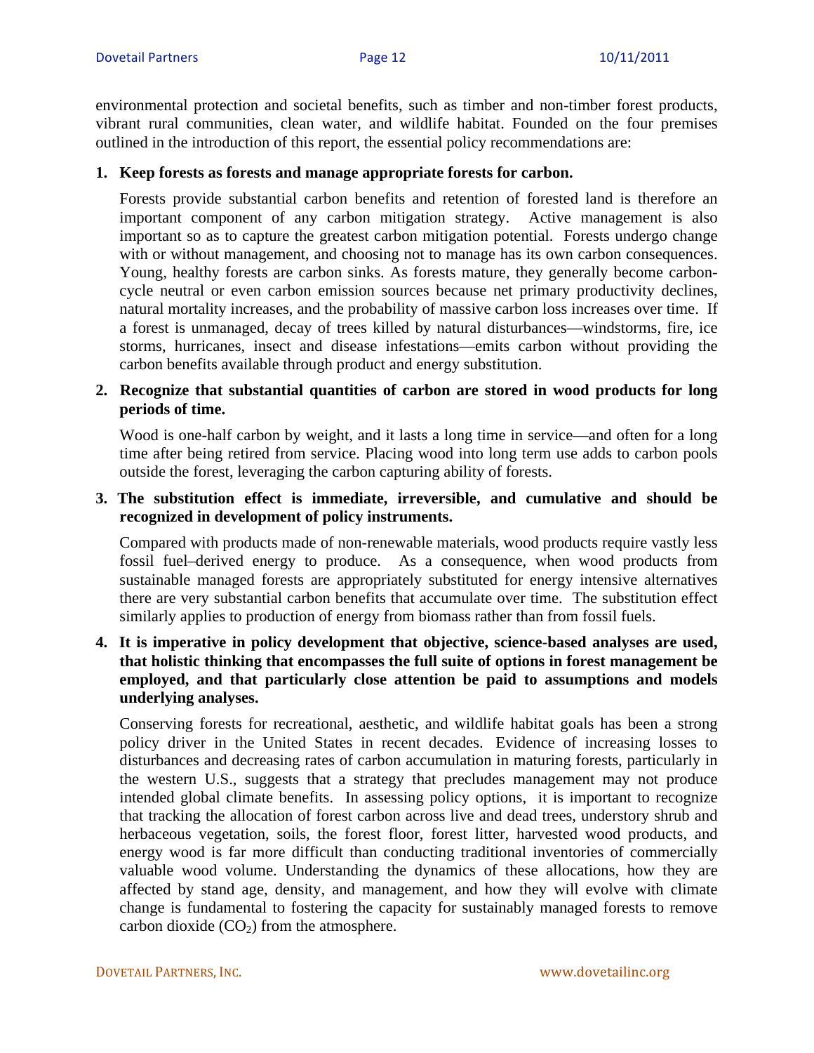environmental protection and societal benefits, such as timber and non-timber forest products, vibrant rural communities, clean water, and wildlife habitat. Founded on the four premises outlined in the introduction of this report, the essential policy recommendations are:

1. **Keep forests as forests and manage appropriate forests for carbon.**

   Forests provide substantial carbon benefits and retention of forested land is therefore an important component of any carbon mitigation strategy. Active management is also important so as to capture the greatest carbon mitigation potential. Forests undergo change with or without management, and choosing not to manage has its own carbon consequences. Young, healthy forests are carbon sinks. As forests mature, they generally become carbon-cycle neutral or even carbon emission sources because net primary productivity declines, natural mortality increases, and the probability of massive carbon loss increases over time. If a forest is unmanaged, decay of trees killed by natural disturbances—windstorms, fire, ice storms, hurricanes, insect and disease infestations—emits carbon without providing the carbon benefits available through product and energy substitution.

2. **Recognize that substantial quantities of carbon are stored in wood products for long periods of time.**

   Wood is one-half carbon by weight, and it lasts a long time in service—and often for a long time after being retired from service. Placing wood into long term use adds to carbon pools outside the forest, leveraging the carbon capturing ability of forests.

3. **The substitution effect is immediate, irreversible, and cumulative and should be recognized in development of policy instruments.**

   Compared with products made of non-renewable materials, wood products require vastly less fossil fuel–derived energy to produce. As a consequence, when wood products from sustainable managed forests are appropriately substituted for energy intensive alternatives there are very substantial carbon benefits that accumulate over time. The substitution effect similarly applies to production of energy from biomass rather than from fossil fuels.

4. **It is imperative in policy development that objective, science-based analyses are used, that holistic thinking that encompasses the full suite of options in forest management be employed, and that particularly close attention be paid to assumptions and models underlying analyses.**

   Conserving forests for recreational, aesthetic, and wildlife habitat goals has been a strong policy driver in the United States in recent decades. Evidence of increasing losses to disturbances and decreasing rates of carbon accumulation in maturing forests, particularly in the western U.S., suggests that a strategy that precludes management may not produce intended global climate benefits. In assessing policy options, it is important to recognize that tracking the allocation of forest carbon across live and dead trees, understory shrub and herbaceous vegetation, soils, the forest floor, forest litter, harvested wood products, and energy wood is far more difficult than conducting traditional inventories of commercially valuable wood volume. Understanding the dynamics of these allocations, how they are affected by stand age, density, and management, and how they will evolve with climate change is fundamental to fostering the capacity for sustainably managed forests to remove carbon dioxide ($CO_2$) from the atmosphere.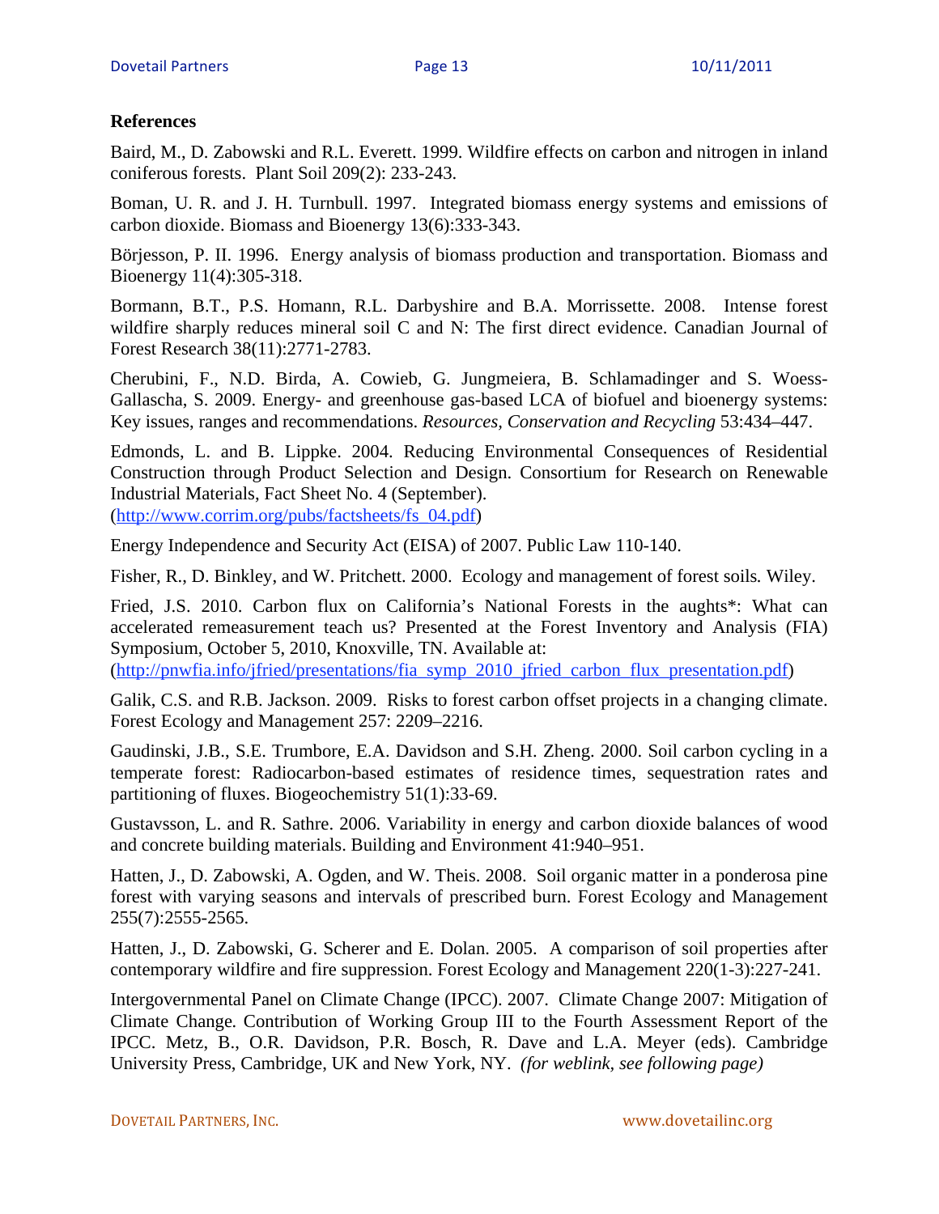**References**

Baird, M., D. Zabowski and R.L. Everett. 1999. Wildfire effects on carbon and nitrogen in inland coniferous forests. Plant Soil 209(2): 233-243.

Boman, U. R. and J. H. Turnbull. 1997. Integrated biomass energy systems and emissions of carbon dioxide. Biomass and Bioenergy 13(6):333-343.

Börjesson, P. II. 1996. Energy analysis of biomass production and transportation. Biomass and Bioenergy 11(4):305-318.

Bormann, B.T., P.S. Homann, R.L. Darbyshire and B.A. Morrissette. 2008. Intense forest wildfire sharply reduces mineral soil C and N: The first direct evidence. Canadian Journal of Forest Research 38(11):2771-2783.

Cherubini, F., N.D. Birda, A. Cowieb, G. Jungmeiera, B. Schlamadinger and S. Woess-Gallascha, S. 2009. Energy- and greenhouse gas-based LCA of biofuel and bioenergy systems: Key issues, ranges and recommendations. *Resources, Conservation and Recycling* 53:434–447.

Edmonds, L. and B. Lippke. 2004. Reducing Environmental Consequences of Residential Construction through Product Selection and Design. Consortium for Research on Renewable Industrial Materials, Fact Sheet No. 4 (September). (http://www.corrim.org/pubs/factsheets/fs_04.pdf)

Energy Independence and Security Act (EISA) of 2007. Public Law 110-140.

Fisher, R., D. Binkley, and W. Pritchett. 2000. Ecology and management of forest soils. Wiley.

Fried, J.S. 2010. Carbon flux on California's National Forests in the aughts*: What can accelerated remeasurement teach us? Presented at the Forest Inventory and Analysis (FIA) Symposium, October 5, 2010, Knoxville, TN. Available at: (http://pnwfia.info/jfried/presentations/fia_symp_2010_jfried_carbon_flux_presentation.pdf)

Galik, C.S. and R.B. Jackson. 2009. Risks to forest carbon offset projects in a changing climate. Forest Ecology and Management 257: 2209–2216.

Gaudinski, J.B., S.E. Trumbore, E.A. Davidson and S.H. Zheng. 2000. Soil carbon cycling in a temperate forest: Radiocarbon-based estimates of residence times, sequestration rates and partitioning of fluxes. Biogeochemistry 51(1):33-69.

Gustavsson, L. and R. Sathre. 2006. Variability in energy and carbon dioxide balances of wood and concrete building materials. Building and Environment 41:940–951.

Hatten, J., D. Zabowski, A. Ogden, and W. Theis. 2008. Soil organic matter in a ponderosa pine forest with varying seasons and intervals of prescribed burn. Forest Ecology and Management 255(7):2555-2565.

Hatten, J., D. Zabowski, G. Scherer and E. Dolan. 2005. A comparison of soil properties after contemporary wildfire and fire suppression. Forest Ecology and Management 220(1-3):227-241.

Intergovernmental Panel on Climate Change (IPCC). 2007. Climate Change 2007: Mitigation of Climate Change. Contribution of Working Group III to the Fourth Assessment Report of the IPCC. Metz, B., O.R. Davidson, P.R. Bosch, R. Dave and L.A. Meyer (eds). Cambridge University Press, Cambridge, UK and New York, NY. *(for weblink, see following page)*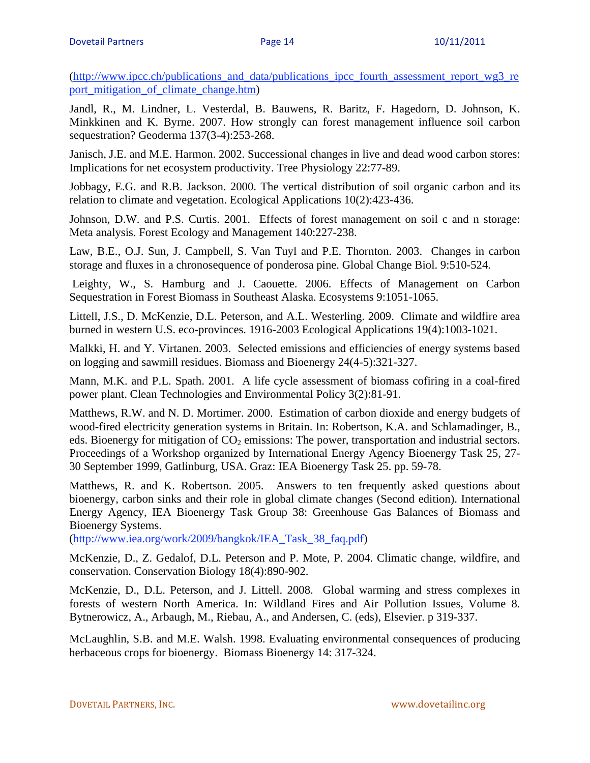(http://www.ipcc.ch/publications_and_data/publications_ipcc_fourth_assessment_report_wg3_report_mitigation_of_climate_change.htm)

Jandl, R., M. Lindner, L. Vesterdal, B. Bauwens, R. Baritz, F. Hagedorn, D. Johnson, K. Minkkinen and K. Byrne. 2007. How strongly can forest management influence soil carbon sequestration? Geoderma 137(3-4):253-268.

Janisch, J.E. and M.E. Harmon. 2002. Successional changes in live and dead wood carbon stores: Implications for net ecosystem productivity. Tree Physiology 22:77-89.

Jobbagy, E.G. and R.B. Jackson. 2000. The vertical distribution of soil organic carbon and its relation to climate and vegetation. Ecological Applications 10(2):423-436.

Johnson, D.W. and P.S. Curtis. 2001. Effects of forest management on soil c and n storage: Meta analysis. Forest Ecology and Management 140:227-238.

Law, B.E., O.J. Sun, J. Campbell, S. Van Tuyl and P.E. Thornton. 2003. Changes in carbon storage and fluxes in a chronosequence of ponderosa pine. Global Change Biol. 9:510-524.

Leighty, W., S. Hamburg and J. Caouette. 2006. Effects of Management on Carbon Sequestration in Forest Biomass in Southeast Alaska. Ecosystems 9:1051-1065.

Littell, J.S., D. McKenzie, D.L. Peterson, and A.L. Westerling. 2009. Climate and wildfire area burned in western U.S. eco-provinces. 1916-2003 Ecological Applications 19(4):1003-1021.

Malkki, H. and Y. Virtanen. 2003. Selected emissions and efficiencies of energy systems based on logging and sawmill residues. Biomass and Bioenergy 24(4-5):321-327.

Mann, M.K. and P.L. Spath. 2001. A life cycle assessment of biomass cofiring in a coal-fired power plant. Clean Technologies and Environmental Policy 3(2):81-91.

Matthews, R.W. and N. D. Mortimer. 2000. Estimation of carbon dioxide and energy budgets of wood-fired electricity generation systems in Britain. In: Robertson, K.A. and Schlamadinger, B., eds. Bioenergy for mitigation of $CO_2$ emissions: The power, transportation and industrial sectors. Proceedings of a Workshop organized by International Energy Agency Bioenergy Task 25, 27-30 September 1999, Gatlinburg, USA. Graz: IEA Bioenergy Task 25. pp. 59-78.

Matthews, R. and K. Robertson. 2005. Answers to ten frequently asked questions about bioenergy, carbon sinks and their role in global climate changes (Second edition). International Energy Agency, IEA Bioenergy Task Group 38: Greenhouse Gas Balances of Biomass and Bioenergy Systems.
(http://www.iea.org/work/2009/bangkok/IEA_Task_38_faq.pdf)

McKenzie, D., Z. Gedalof, D.L. Peterson and P. Mote, P. 2004. Climatic change, wildfire, and conservation. Conservation Biology 18(4):890-902.

McKenzie, D., D.L. Peterson, and J. Littell. 2008. Global warming and stress complexes in forests of western North America. In: Wildland Fires and Air Pollution Issues, Volume 8. Bytnerowicz, A., Arbaugh, M., Riebau, A., and Andersen, C. (eds), Elsevier. p 319-337.

McLaughlin, S.B. and M.E. Walsh. 1998. Evaluating environmental consequences of producing herbaceous crops for bioenergy. Biomass Bioenergy 14: 317-324.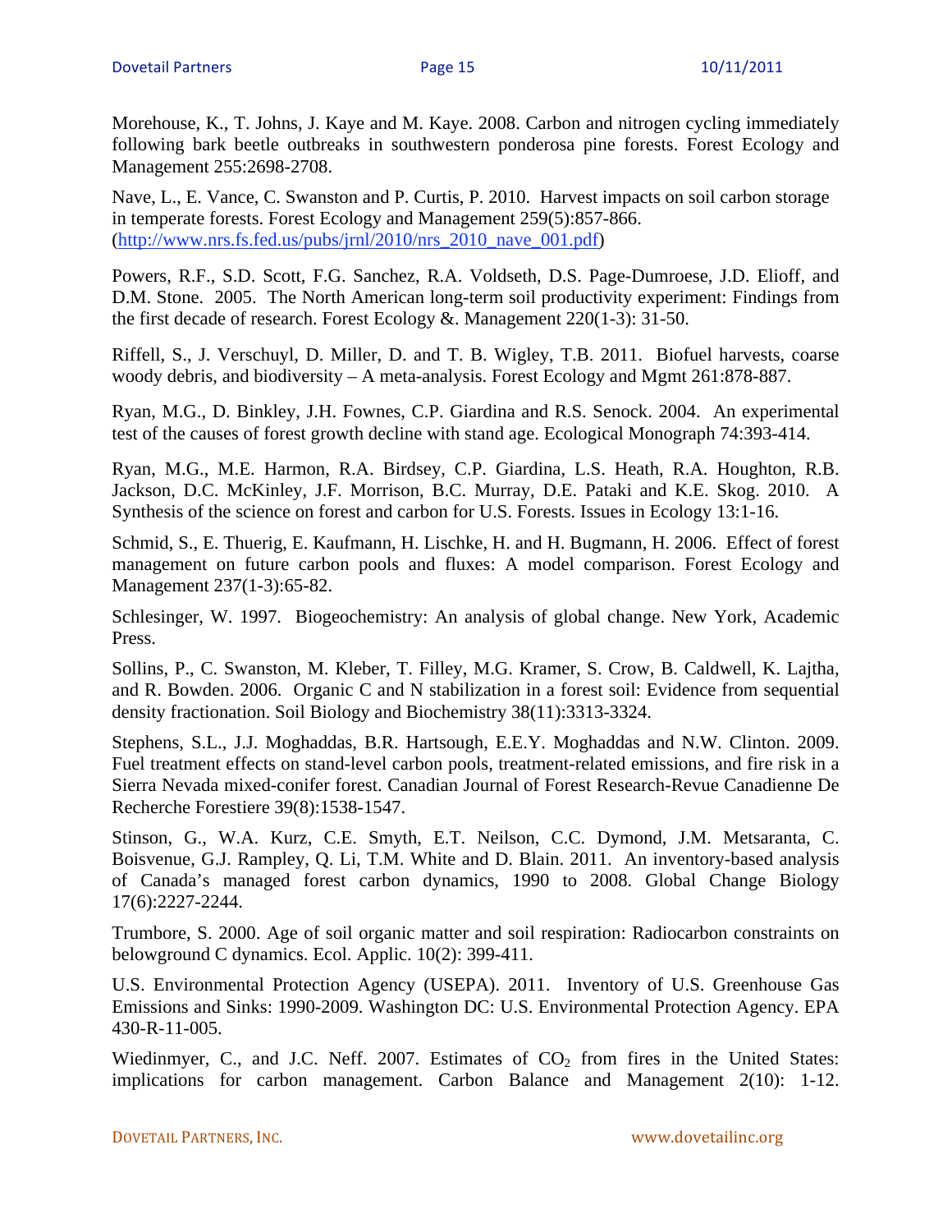Morehouse, K., T. Johns, J. Kaye and M. Kaye. 2008. Carbon and nitrogen cycling immediately following bark beetle outbreaks in southwestern ponderosa pine forests. Forest Ecology and Management 255:2698-2708.

Nave, L., E. Vance, C. Swanston and P. Curtis, P. 2010. Harvest impacts on soil carbon storage in temperate forests. Forest Ecology and Management 259(5):857-866. (http://www.nrs.fs.fed.us/pubs/jrnl/2010/nrs_2010_nave_001.pdf)

Powers, R.F., S.D. Scott, F.G. Sanchez, R.A. Voldseth, D.S. Page-Dumroese, J.D. Elioff, and D.M. Stone. 2005. The North American long-term soil productivity experiment: Findings from the first decade of research. Forest Ecology &. Management 220(1-3): 31-50.

Riffell, S., J. Verschuyl, D. Miller, D. and T. B. Wigley, T.B. 2011. Biofuel harvests, coarse woody debris, and biodiversity – A meta-analysis. Forest Ecology and Mgmt 261:878-887.

Ryan, M.G., D. Binkley, J.H. Fownes, C.P. Giardina and R.S. Senock. 2004. An experimental test of the causes of forest growth decline with stand age. Ecological Monograph 74:393-414.

Ryan, M.G., M.E. Harmon, R.A. Birdsey, C.P. Giardina, L.S. Heath, R.A. Houghton, R.B. Jackson, D.C. McKinley, J.F. Morrison, B.C. Murray, D.E. Pataki and K.E. Skog. 2010. A Synthesis of the science on forest and carbon for U.S. Forests. Issues in Ecology 13:1-16.

Schmid, S., E. Thuerig, E. Kaufmann, H. Lischke, H. and H. Bugmann, H. 2006. Effect of forest management on future carbon pools and fluxes: A model comparison. Forest Ecology and Management 237(1-3):65-82.

Schlesinger, W. 1997. Biogeochemistry: An analysis of global change. New York, Academic Press.

Sollins, P., C. Swanston, M. Kleber, T. Filley, M.G. Kramer, S. Crow, B. Caldwell, K. Lajtha, and R. Bowden. 2006. Organic C and N stabilization in a forest soil: Evidence from sequential density fractionation. Soil Biology and Biochemistry 38(11):3313-3324.

Stephens, S.L., J.J. Moghaddas, B.R. Hartsough, E.E.Y. Moghaddas and N.W. Clinton. 2009. Fuel treatment effects on stand-level carbon pools, treatment-related emissions, and fire risk in a Sierra Nevada mixed-conifer forest. Canadian Journal of Forest Research-Revue Canadienne De Recherche Forestiere 39(8):1538-1547.

Stinson, G., W.A. Kurz, C.E. Smyth, E.T. Neilson, C.C. Dymond, J.M. Metsaranta, C. Boisvenue, G.J. Rampley, Q. Li, T.M. White and D. Blain. 2011. An inventory-based analysis of Canada's managed forest carbon dynamics, 1990 to 2008. Global Change Biology 17(6):2227-2244.

Trumbore, S. 2000. Age of soil organic matter and soil respiration: Radiocarbon constraints on belowground C dynamics. Ecol. Applic. 10(2): 399-411.

U.S. Environmental Protection Agency (USEPA). 2011. Inventory of U.S. Greenhouse Gas Emissions and Sinks: 1990-2009. Washington DC: U.S. Environmental Protection Agency. EPA 430-R-11-005.

Wiedinmyer, C., and J.C. Neff. 2007. Estimates of $CO_2$ from fires in the United States: implications for carbon management. Carbon Balance and Management 2(10): 1-12.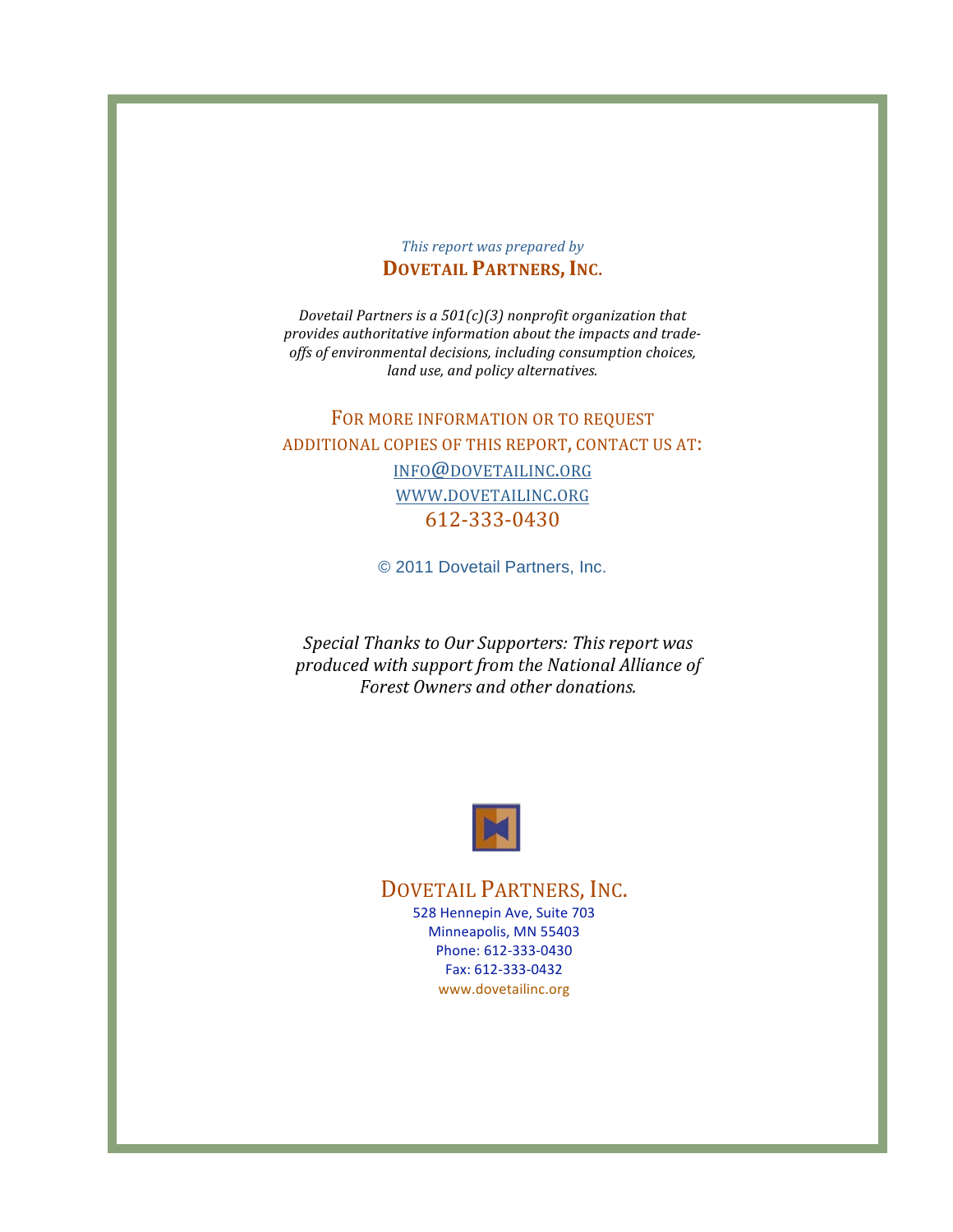*This report was prepared by*

**DOVETAIL PARTNERS, INC.**

*Dovetail Partners is a 501(c)(3) nonprofit organization that provides authoritative information about the impacts and trade-offs of environmental decisions, including consumption choices, land use, and policy alternatives.*

FOR MORE INFORMATION OR TO REQUEST ADDITIONAL COPIES OF THIS REPORT, CONTACT US AT:

INFO@DOVETAILINC.ORG

WWW.DOVETAILINC.ORG

612-333-0430

© 2011 Dovetail Partners, Inc.

*Special Thanks to Our Supporters: This report was produced with support from the National Alliance of Forest Owners and other donations.*

DOVETAIL PARTNERS, INC.

528 Hennepin Ave, Suite 703

Minneapolis, MN 55403

Phone: 612-333-0430

Fax: 612-333-0432

www.dovetailinc.org